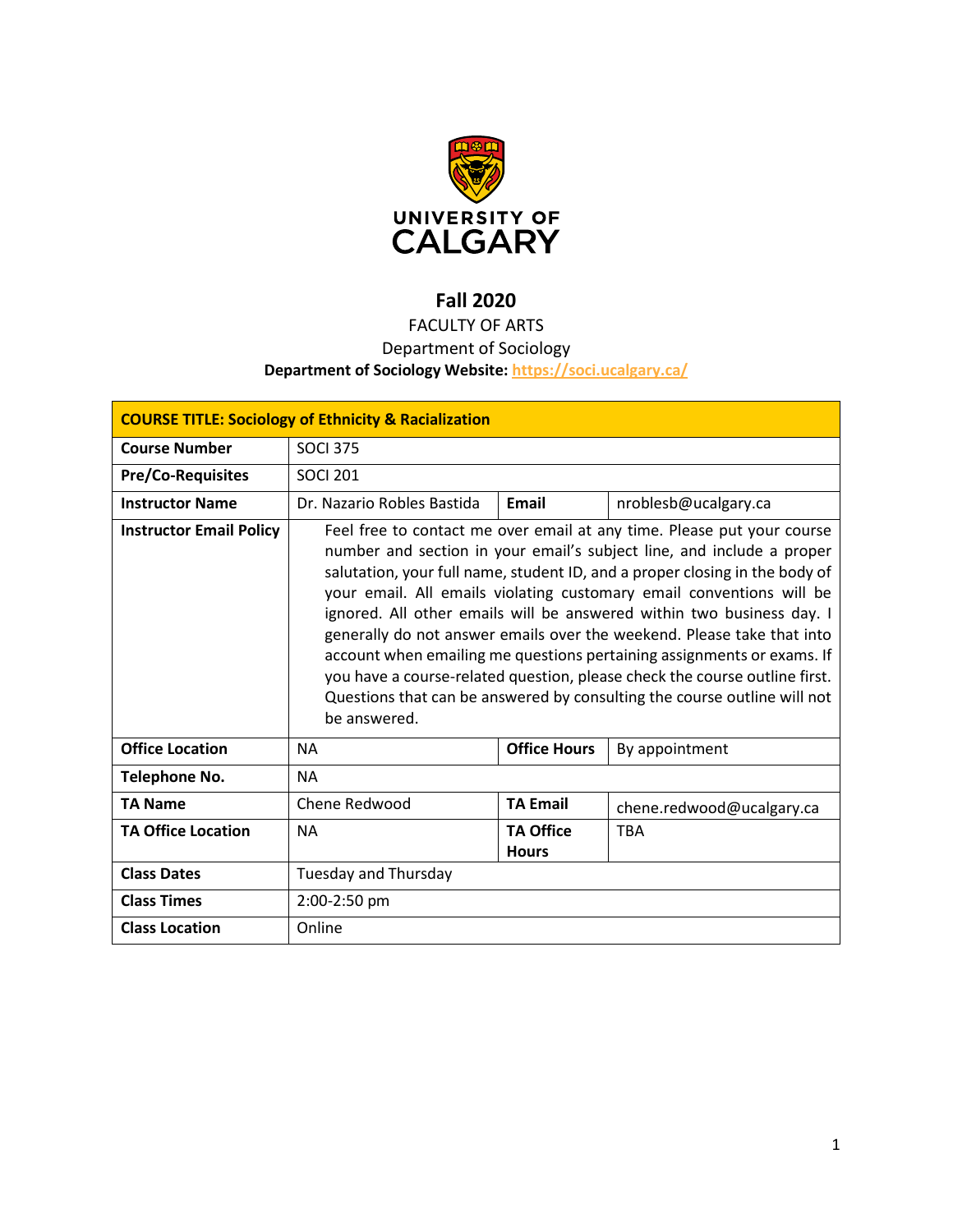# Fall 2020

FACULTY OF ARTS

Department of Sociology

**Department of Sociology Website:** https://soci.ucalgary.ca/

| **COURSE TITLE: Sociology of Ethnicity & Racialization** | | | |
|---|---|---|---|
| **Course Number** | SOCI 375 | | |
| **Pre/Co-Requisites** | SOCI 201 | | |
| **Instructor Name** | Dr. Nazario Robles Bastida | **Email** | nroblesb@ucalgary.ca |
| **Instructor Email Policy** | Feel free to contact me over email at any time. Please put your course number and section in your email's subject line, and include a proper salutation, your full name, student ID, and a proper closing in the body of your email. All emails violating customary email conventions will be ignored. All other emails will be answered within two business day. I generally do not answer emails over the weekend. Please take that into account when emailing me questions pertaining assignments or exams. If you have a course-related question, please check the course outline first. Questions that can be answered by consulting the course outline will not be answered. | | |
| **Office Location** | NA | **Office Hours** | By appointment |
| **Telephone No.** | NA | | |
| **TA Name** | Chene Redwood | **TA Email** | chene.redwood@ucalgary.ca |
| **TA Office Location** | NA | **TA Office Hours** | TBA |
| **Class Dates** | Tuesday and Thursday | | |
| **Class Times** | 2:00-2:50 pm | | |
| **Class Location** | Online | | |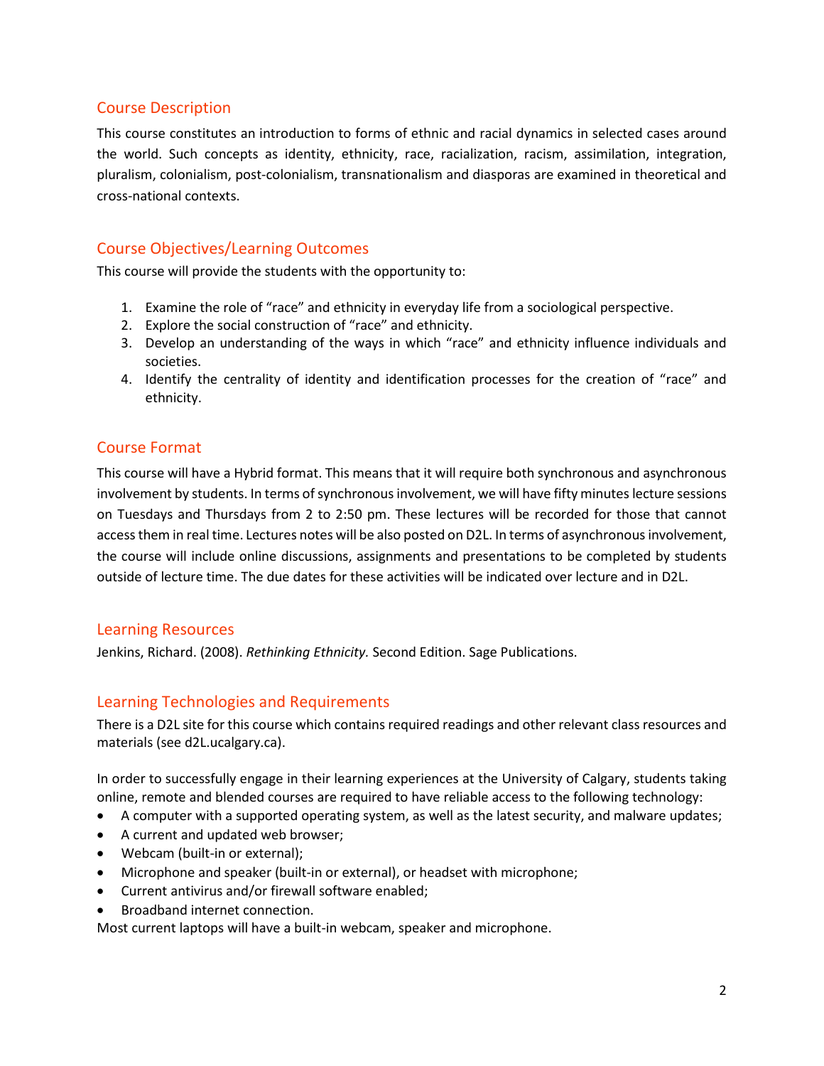## Course Description

This course constitutes an introduction to forms of ethnic and racial dynamics in selected cases around the world. Such concepts as identity, ethnicity, race, racialization, racism, assimilation, integration, pluralism, colonialism, post-colonialism, transnationalism and diasporas are examined in theoretical and cross-national contexts.

## Course Objectives/Learning Outcomes

This course will provide the students with the opportunity to:

1. Examine the role of "race" and ethnicity in everyday life from a sociological perspective.
2. Explore the social construction of "race" and ethnicity.
3. Develop an understanding of the ways in which "race" and ethnicity influence individuals and societies.
4. Identify the centrality of identity and identification processes for the creation of "race" and ethnicity.

## Course Format

This course will have a Hybrid format. This means that it will require both synchronous and asynchronous involvement by students. In terms of synchronous involvement, we will have fifty minutes lecture sessions on Tuesdays and Thursdays from 2 to 2:50 pm. These lectures will be recorded for those that cannot access them in real time. Lectures notes will be also posted on D2L. In terms of asynchronous involvement, the course will include online discussions, assignments and presentations to be completed by students outside of lecture time. The due dates for these activities will be indicated over lecture and in D2L.

## Learning Resources

Jenkins, Richard. (2008). *Rethinking Ethnicity.* Second Edition. Sage Publications.

## Learning Technologies and Requirements

There is a D2L site for this course which contains required readings and other relevant class resources and materials (see d2L.ucalgary.ca).

In order to successfully engage in their learning experiences at the University of Calgary, students taking online, remote and blended courses are required to have reliable access to the following technology:

- A computer with a supported operating system, as well as the latest security, and malware updates;
- A current and updated web browser;
- Webcam (built-in or external);
- Microphone and speaker (built-in or external), or headset with microphone;
- Current antivirus and/or firewall software enabled;
- Broadband internet connection.

Most current laptops will have a built-in webcam, speaker and microphone.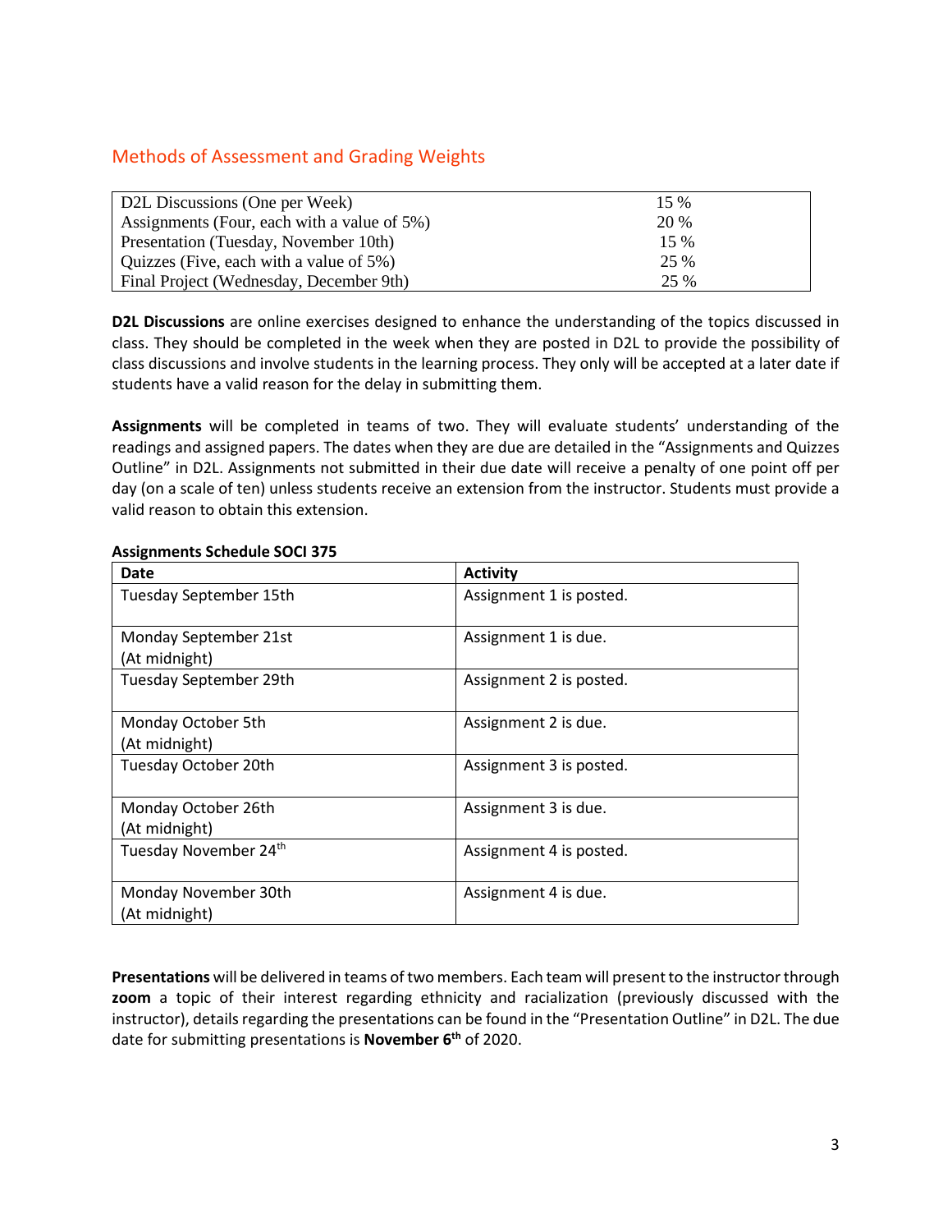## Methods of Assessment and Grading Weights

| | |
|---|---|
| D2L Discussions (One per Week) | 15 % |
| Assignments (Four, each with a value of 5%) | 20 % |
| Presentation (Tuesday, November 10th) | 15 % |
| Quizzes (Five, each with a value of 5%) | 25 % |
| Final Project (Wednesday, December 9th) | 25 % |

**D2L Discussions** are online exercises designed to enhance the understanding of the topics discussed in class. They should be completed in the week when they are posted in D2L to provide the possibility of class discussions and involve students in the learning process. They only will be accepted at a later date if students have a valid reason for the delay in submitting them.

**Assignments** will be completed in teams of two. They will evaluate students' understanding of the readings and assigned papers. The dates when they are due are detailed in the "Assignments and Quizzes Outline" in D2L. Assignments not submitted in their due date will receive a penalty of one point off per day (on a scale of ten) unless students receive an extension from the instructor. Students must provide a valid reason to obtain this extension.

**Assignments Schedule SOCI 375**

| Date | Activity |
|---|---|
| Tuesday September 15th | Assignment 1 is posted. |
| Monday September 21st (At midnight) | Assignment 1 is due. |
| Tuesday September 29th | Assignment 2 is posted. |
| Monday October 5th (At midnight) | Assignment 2 is due. |
| Tuesday October 20th | Assignment 3 is posted. |
| Monday October 26th (At midnight) | Assignment 3 is due. |
| Tuesday November 24th | Assignment 4 is posted. |
| Monday November 30th (At midnight) | Assignment 4 is due. |

**Presentations** will be delivered in teams of two members. Each team will present to the instructor through **zoom** a topic of their interest regarding ethnicity and racialization (previously discussed with the instructor), details regarding the presentations can be found in the "Presentation Outline" in D2L. The due date for submitting presentations is **November 6th** of 2020.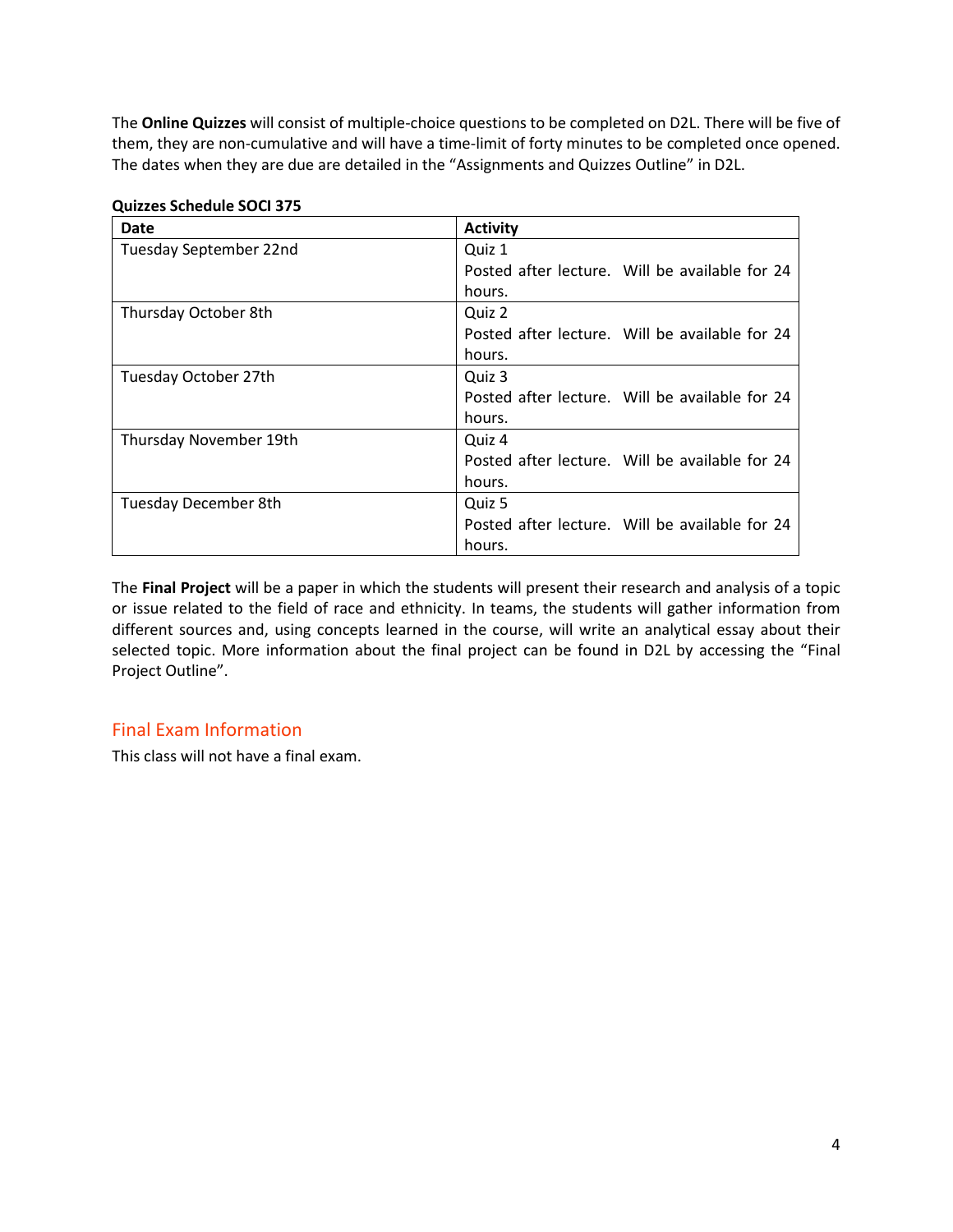The **Online Quizzes** will consist of multiple-choice questions to be completed on D2L. There will be five of them, they are non-cumulative and will have a time-limit of forty minutes to be completed once opened. The dates when they are due are detailed in the "Assignments and Quizzes Outline" in D2L.

**Quizzes Schedule SOCI 375**

| Date | Activity |
| --- | --- |
| Tuesday September 22nd | Quiz 1<br>Posted after lecture. Will be available for 24 hours. |
| Thursday October 8th | Quiz 2<br>Posted after lecture. Will be available for 24 hours. |
| Tuesday October 27th | Quiz 3<br>Posted after lecture. Will be available for 24 hours. |
| Thursday November 19th | Quiz 4<br>Posted after lecture. Will be available for 24 hours. |
| Tuesday December 8th | Quiz 5<br>Posted after lecture. Will be available for 24 hours. |

The **Final Project** will be a paper in which the students will present their research and analysis of a topic or issue related to the field of race and ethnicity. In teams, the students will gather information from different sources and, using concepts learned in the course, will write an analytical essay about their selected topic. More information about the final project can be found in D2L by accessing the "Final Project Outline".

## Final Exam Information

This class will not have a final exam.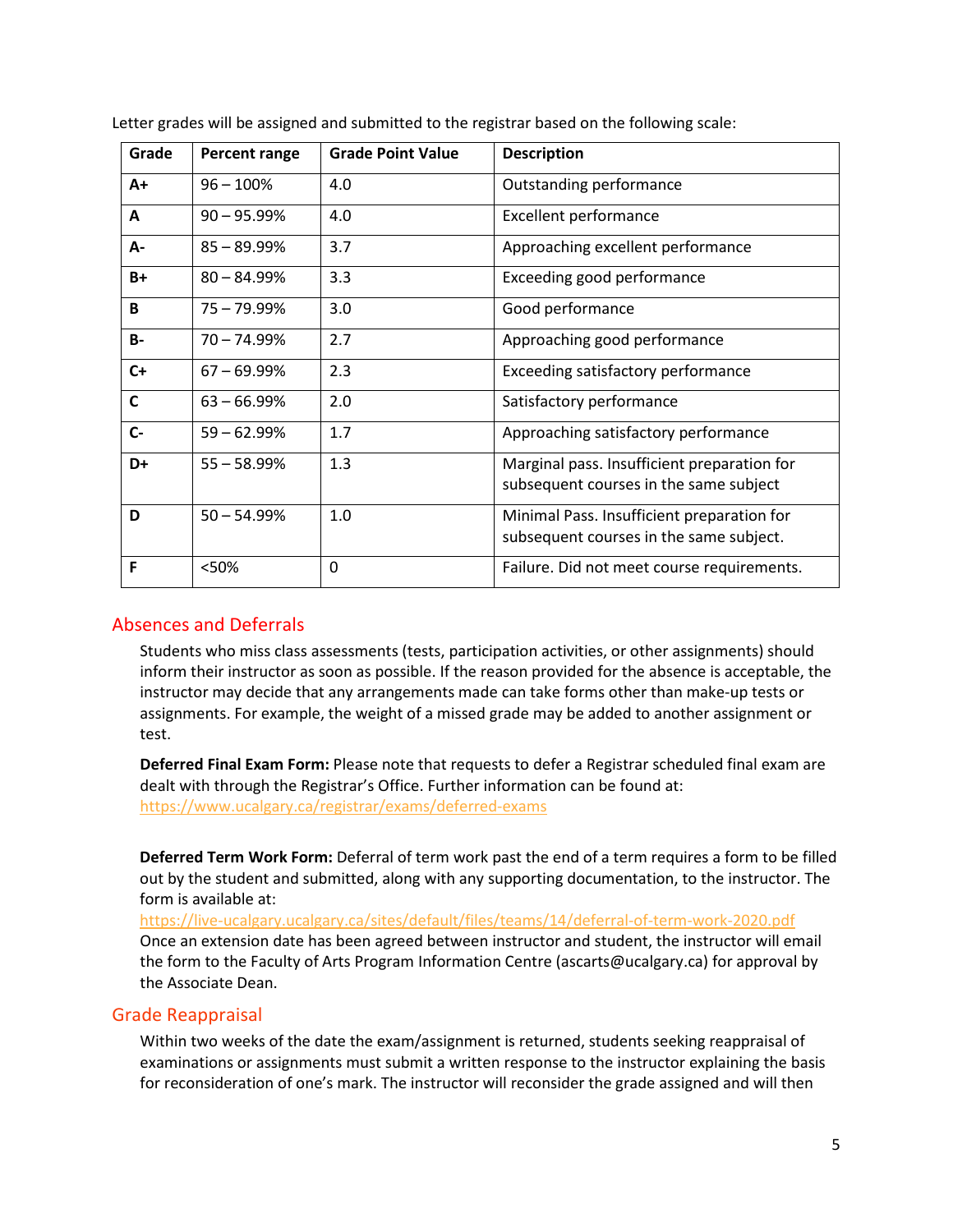Letter grades will be assigned and submitted to the registrar based on the following scale:

| Grade | Percent range | Grade Point Value | Description |
|---|---|---|---|
| A+ | 96 – 100% | 4.0 | Outstanding performance |
| A | 90 – 95.99% | 4.0 | Excellent performance |
| A- | 85 – 89.99% | 3.7 | Approaching excellent performance |
| B+ | 80 – 84.99% | 3.3 | Exceeding good performance |
| B | 75 – 79.99% | 3.0 | Good performance |
| B- | 70 – 74.99% | 2.7 | Approaching good performance |
| C+ | 67 – 69.99% | 2.3 | Exceeding satisfactory performance |
| C | 63 – 66.99% | 2.0 | Satisfactory performance |
| C- | 59 – 62.99% | 1.7 | Approaching satisfactory performance |
| D+ | 55 – 58.99% | 1.3 | Marginal pass. Insufficient preparation for subsequent courses in the same subject |
| D | 50 – 54.99% | 1.0 | Minimal Pass. Insufficient preparation for subsequent courses in the same subject. |
| F | <50% | 0 | Failure. Did not meet course requirements. |

## Absences and Deferrals

Students who miss class assessments (tests, participation activities, or other assignments) should inform their instructor as soon as possible. If the reason provided for the absence is acceptable, the instructor may decide that any arrangements made can take forms other than make-up tests or assignments. For example, the weight of a missed grade may be added to another assignment or test.

**Deferred Final Exam Form:** Please note that requests to defer a Registrar scheduled final exam are dealt with through the Registrar's Office. Further information can be found at: https://www.ucalgary.ca/registrar/exams/deferred-exams

**Deferred Term Work Form:** Deferral of term work past the end of a term requires a form to be filled out by the student and submitted, along with any supporting documentation, to the instructor. The form is available at: https://live-ucalgary.ucalgary.ca/sites/default/files/teams/14/deferral-of-term-work-2020.pdf
Once an extension date has been agreed between instructor and student, the instructor will email the form to the Faculty of Arts Program Information Centre (ascarts@ucalgary.ca) for approval by the Associate Dean.

## Grade Reappraisal

Within two weeks of the date the exam/assignment is returned, students seeking reappraisal of examinations or assignments must submit a written response to the instructor explaining the basis for reconsideration of one's mark. The instructor will reconsider the grade assigned and will then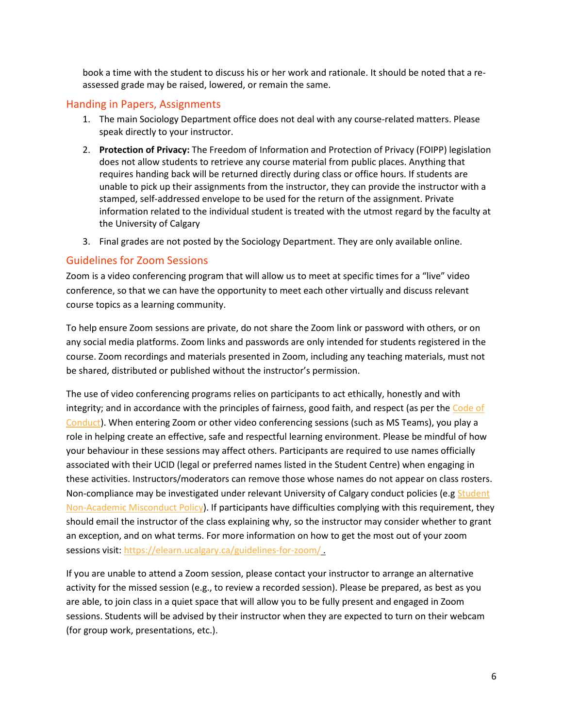book a time with the student to discuss his or her work and rationale. It should be noted that a re-assessed grade may be raised, lowered, or remain the same.

## Handing in Papers, Assignments

1. The main Sociology Department office does not deal with any course-related matters. Please speak directly to your instructor.
2. **Protection of Privacy:** The Freedom of Information and Protection of Privacy (FOIPP) legislation does not allow students to retrieve any course material from public places. Anything that requires handing back will be returned directly during class or office hours. If students are unable to pick up their assignments from the instructor, they can provide the instructor with a stamped, self-addressed envelope to be used for the return of the assignment. Private information related to the individual student is treated with the utmost regard by the faculty at the University of Calgary
3. Final grades are not posted by the Sociology Department. They are only available online.

## Guidelines for Zoom Sessions

Zoom is a video conferencing program that will allow us to meet at specific times for a "live" video conference, so that we can have the opportunity to meet each other virtually and discuss relevant course topics as a learning community.

To help ensure Zoom sessions are private, do not share the Zoom link or password with others, or on any social media platforms. Zoom links and passwords are only intended for students registered in the course. Zoom recordings and materials presented in Zoom, including any teaching materials, must not be shared, distributed or published without the instructor's permission.

The use of video conferencing programs relies on participants to act ethically, honestly and with integrity; and in accordance with the principles of fairness, good faith, and respect (as per the Code of Conduct). When entering Zoom or other video conferencing sessions (such as MS Teams), you play a role in helping create an effective, safe and respectful learning environment. Please be mindful of how your behaviour in these sessions may affect others. Participants are required to use names officially associated with their UCID (legal or preferred names listed in the Student Centre) when engaging in these activities. Instructors/moderators can remove those whose names do not appear on class rosters. Non-compliance may be investigated under relevant University of Calgary conduct policies (e.g Student Non-Academic Misconduct Policy). If participants have difficulties complying with this requirement, they should email the instructor of the class explaining why, so the instructor may consider whether to grant an exception, and on what terms. For more information on how to get the most out of your zoom sessions visit: https://elearn.ucalgary.ca/guidelines-for-zoom/ .

If you are unable to attend a Zoom session, please contact your instructor to arrange an alternative activity for the missed session (e.g., to review a recorded session). Please be prepared, as best as you are able, to join class in a quiet space that will allow you to be fully present and engaged in Zoom sessions. Students will be advised by their instructor when they are expected to turn on their webcam (for group work, presentations, etc.).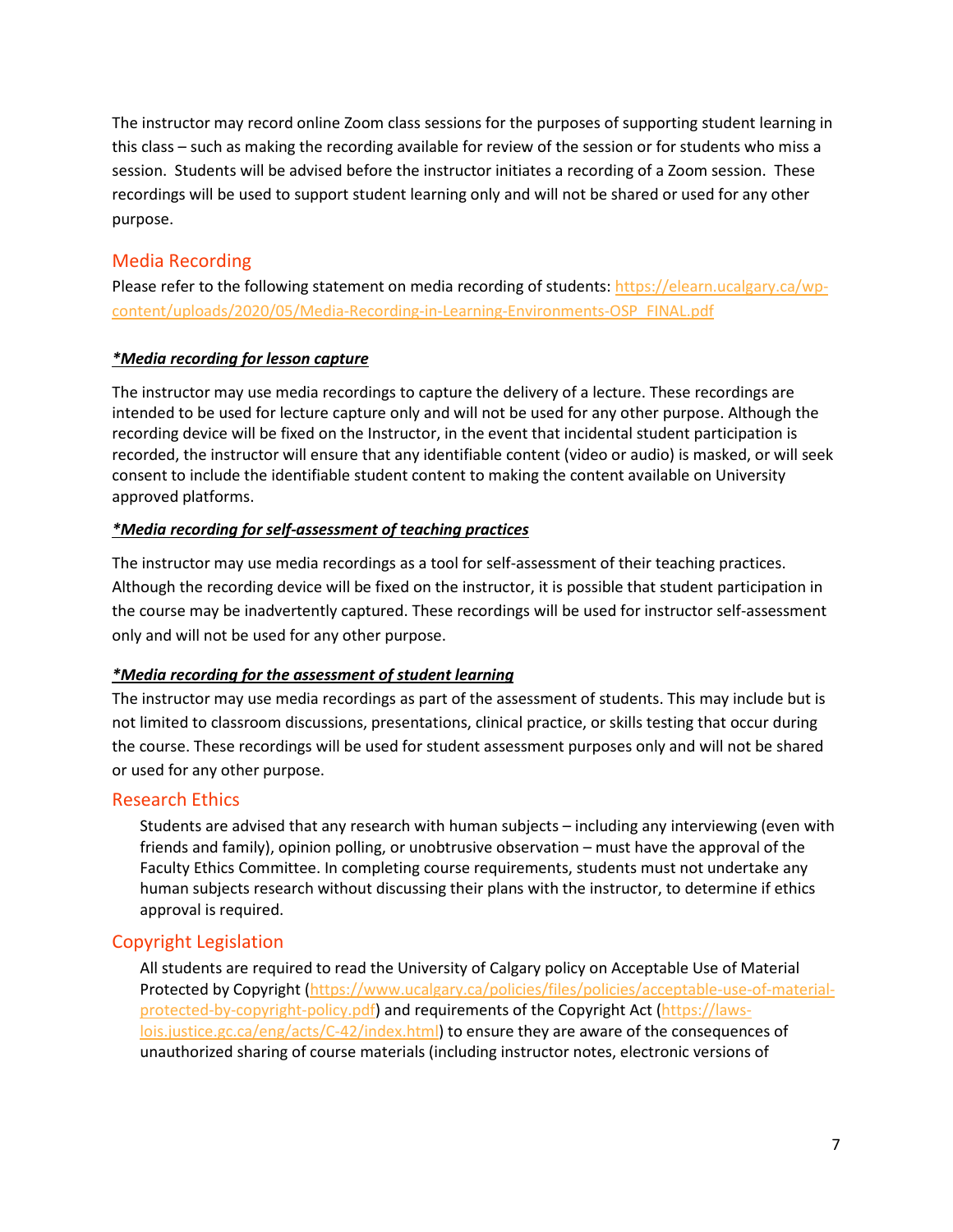The instructor may record online Zoom class sessions for the purposes of supporting student learning in this class – such as making the recording available for review of the session or for students who miss a session. Students will be advised before the instructor initiates a recording of a Zoom session. These recordings will be used to support student learning only and will not be shared or used for any other purpose.

## Media Recording

Please refer to the following statement on media recording of students: https://elearn.ucalgary.ca/wp-content/uploads/2020/05/Media-Recording-in-Learning-Environments-OSP_FINAL.pdf

***Media recording for lesson capture***

The instructor may use media recordings to capture the delivery of a lecture. These recordings are intended to be used for lecture capture only and will not be used for any other purpose. Although the recording device will be fixed on the Instructor, in the event that incidental student participation is recorded, the instructor will ensure that any identifiable content (video or audio) is masked, or will seek consent to include the identifiable student content to making the content available on University approved platforms.

***Media recording for self-assessment of teaching practices***

The instructor may use media recordings as a tool for self-assessment of their teaching practices. Although the recording device will be fixed on the instructor, it is possible that student participation in the course may be inadvertently captured. These recordings will be used for instructor self-assessment only and will not be used for any other purpose.

***Media recording for the assessment of student learning***

The instructor may use media recordings as part of the assessment of students. This may include but is not limited to classroom discussions, presentations, clinical practice, or skills testing that occur during the course. These recordings will be used for student assessment purposes only and will not be shared or used for any other purpose.

## Research Ethics

Students are advised that any research with human subjects – including any interviewing (even with friends and family), opinion polling, or unobtrusive observation – must have the approval of the Faculty Ethics Committee. In completing course requirements, students must not undertake any human subjects research without discussing their plans with the instructor, to determine if ethics approval is required.

## Copyright Legislation

All students are required to read the University of Calgary policy on Acceptable Use of Material Protected by Copyright (https://www.ucalgary.ca/policies/files/policies/acceptable-use-of-material-protected-by-copyright-policy.pdf) and requirements of the Copyright Act (https://laws-lois.justice.gc.ca/eng/acts/C-42/index.html) to ensure they are aware of the consequences of unauthorized sharing of course materials (including instructor notes, electronic versions of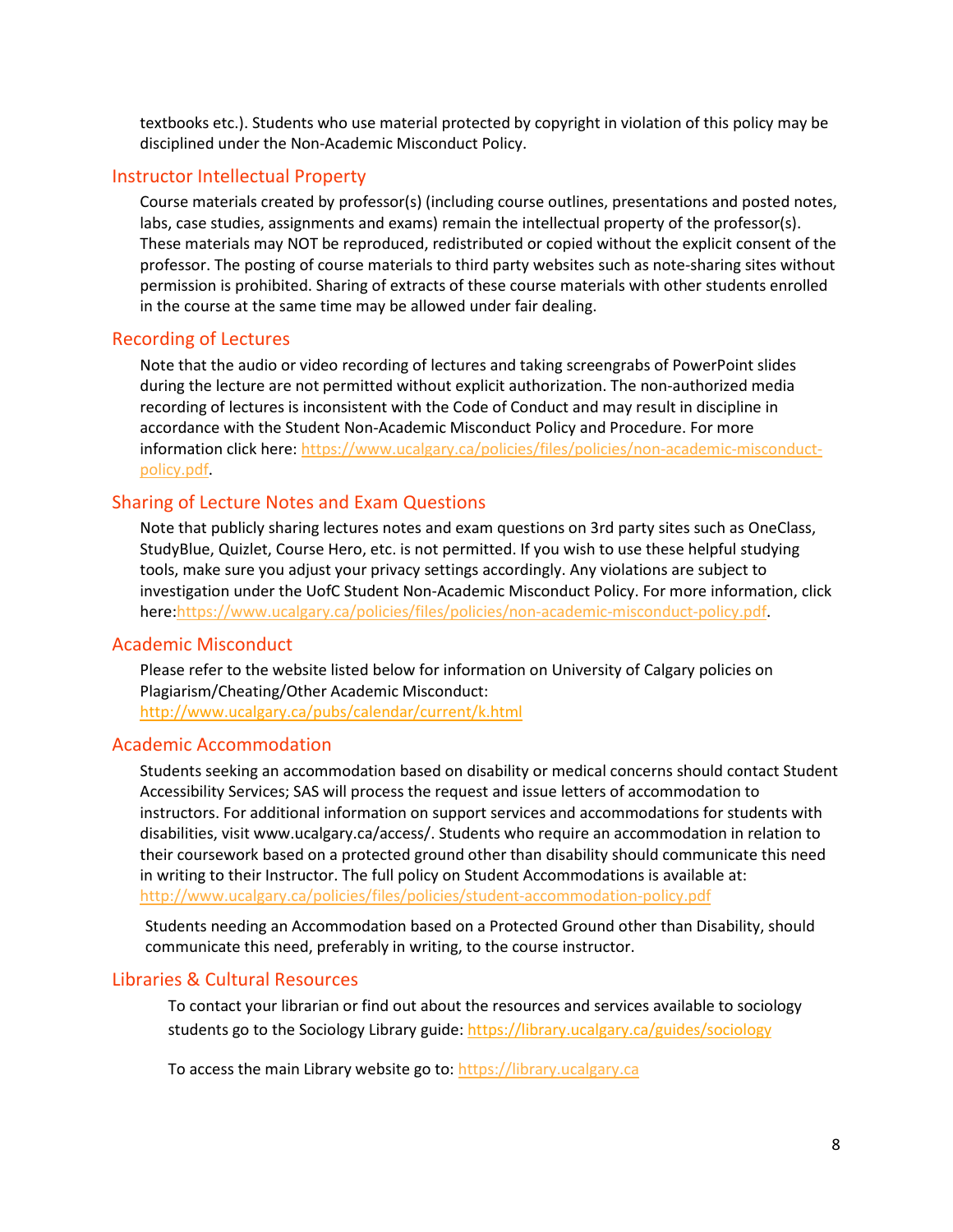textbooks etc.). Students who use material protected by copyright in violation of this policy may be disciplined under the Non-Academic Misconduct Policy.

## Instructor Intellectual Property

Course materials created by professor(s) (including course outlines, presentations and posted notes, labs, case studies, assignments and exams) remain the intellectual property of the professor(s). These materials may NOT be reproduced, redistributed or copied without the explicit consent of the professor. The posting of course materials to third party websites such as note-sharing sites without permission is prohibited. Sharing of extracts of these course materials with other students enrolled in the course at the same time may be allowed under fair dealing.

## Recording of Lectures

Note that the audio or video recording of lectures and taking screengrabs of PowerPoint slides during the lecture are not permitted without explicit authorization. The non-authorized media recording of lectures is inconsistent with the Code of Conduct and may result in discipline in accordance with the Student Non-Academic Misconduct Policy and Procedure. For more information click here: https://www.ucalgary.ca/policies/files/policies/non-academic-misconduct-policy.pdf.

## Sharing of Lecture Notes and Exam Questions

Note that publicly sharing lectures notes and exam questions on 3rd party sites such as OneClass, StudyBlue, Quizlet, Course Hero, etc. is not permitted. If you wish to use these helpful studying tools, make sure you adjust your privacy settings accordingly. Any violations are subject to investigation under the UofC Student Non-Academic Misconduct Policy. For more information, click here:https://www.ucalgary.ca/policies/files/policies/non-academic-misconduct-policy.pdf.

## Academic Misconduct

Please refer to the website listed below for information on University of Calgary policies on Plagiarism/Cheating/Other Academic Misconduct:
http://www.ucalgary.ca/pubs/calendar/current/k.html

## Academic Accommodation

Students seeking an accommodation based on disability or medical concerns should contact Student Accessibility Services; SAS will process the request and issue letters of accommodation to instructors. For additional information on support services and accommodations for students with disabilities, visit www.ucalgary.ca/access/. Students who require an accommodation in relation to their coursework based on a protected ground other than disability should communicate this need in writing to their Instructor. The full policy on Student Accommodations is available at: http://www.ucalgary.ca/policies/files/policies/student-accommodation-policy.pdf

Students needing an Accommodation based on a Protected Ground other than Disability, should communicate this need, preferably in writing, to the course instructor.

## Libraries & Cultural Resources

To contact your librarian or find out about the resources and services available to sociology students go to the Sociology Library guide: https://library.ucalgary.ca/guides/sociology

To access the main Library website go to: https://library.ucalgary.ca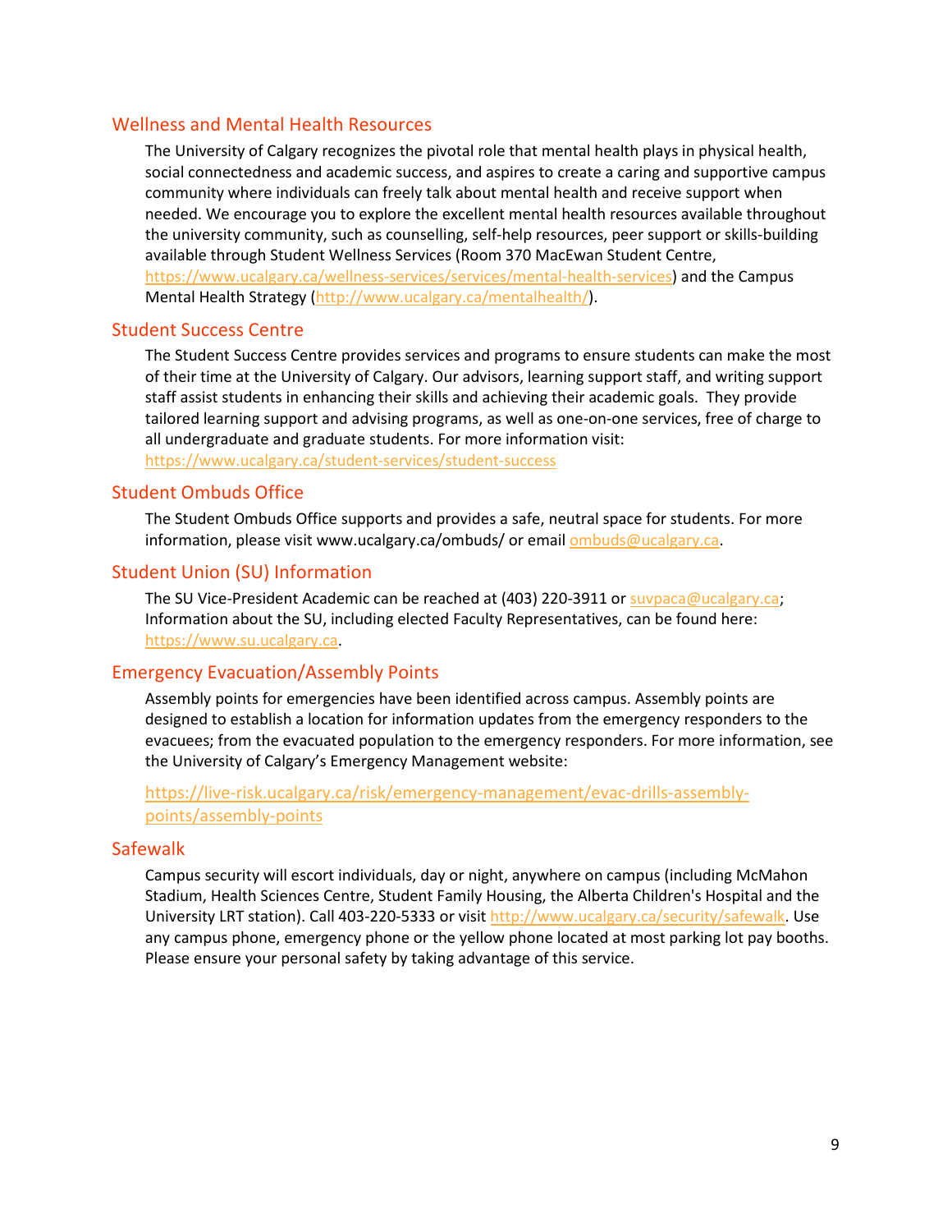## Wellness and Mental Health Resources

The University of Calgary recognizes the pivotal role that mental health plays in physical health, social connectedness and academic success, and aspires to create a caring and supportive campus community where individuals can freely talk about mental health and receive support when needed. We encourage you to explore the excellent mental health resources available throughout the university community, such as counselling, self-help resources, peer support or skills-building available through Student Wellness Services (Room 370 MacEwan Student Centre, https://www.ucalgary.ca/wellness-services/services/mental-health-services) and the Campus Mental Health Strategy (http://www.ucalgary.ca/mentalhealth/).

## Student Success Centre

The Student Success Centre provides services and programs to ensure students can make the most of their time at the University of Calgary. Our advisors, learning support staff, and writing support staff assist students in enhancing their skills and achieving their academic goals. They provide tailored learning support and advising programs, as well as one-on-one services, free of charge to all undergraduate and graduate students. For more information visit: https://www.ucalgary.ca/student-services/student-success

## Student Ombuds Office

The Student Ombuds Office supports and provides a safe, neutral space for students. For more information, please visit www.ucalgary.ca/ombuds/ or email ombuds@ucalgary.ca.

## Student Union (SU) Information

The SU Vice-President Academic can be reached at (403) 220-3911 or suvpaca@ucalgary.ca; Information about the SU, including elected Faculty Representatives, can be found here: https://www.su.ucalgary.ca.

## Emergency Evacuation/Assembly Points

Assembly points for emergencies have been identified across campus. Assembly points are designed to establish a location for information updates from the emergency responders to the evacuees; from the evacuated population to the emergency responders. For more information, see the University of Calgary's Emergency Management website:

https://live-risk.ucalgary.ca/risk/emergency-management/evac-drills-assembly-points/assembly-points

## Safewalk

Campus security will escort individuals, day or night, anywhere on campus (including McMahon Stadium, Health Sciences Centre, Student Family Housing, the Alberta Children's Hospital and the University LRT station). Call 403-220-5333 or visit http://www.ucalgary.ca/security/safewalk. Use any campus phone, emergency phone or the yellow phone located at most parking lot pay booths. Please ensure your personal safety by taking advantage of this service.